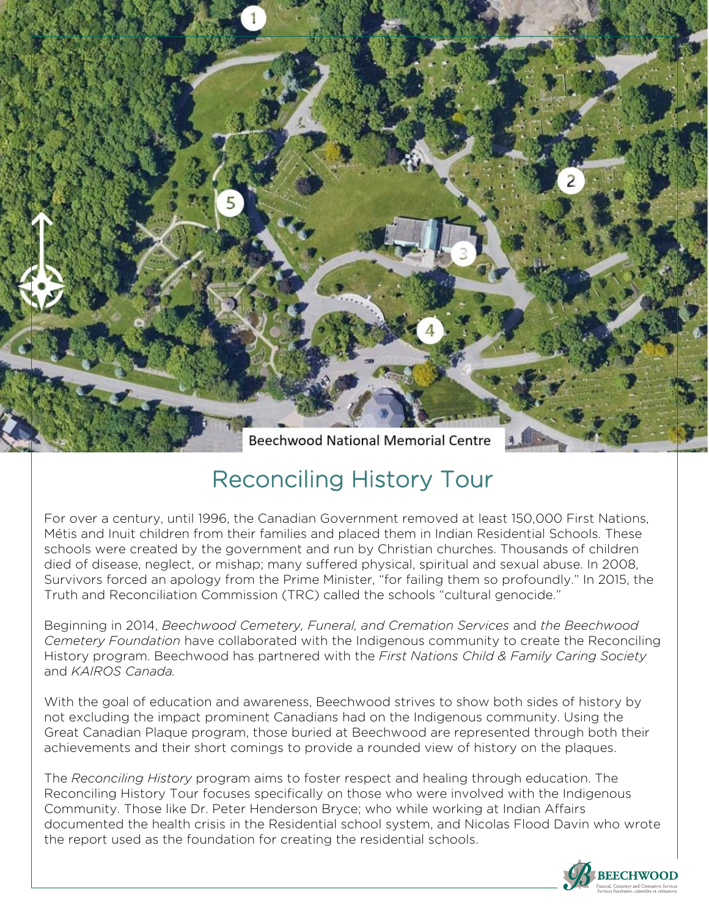Beechwood National Memorial Centre

# Reconciling History Tour

For over a century, until 1996, the Canadian Government removed at least 150,000 First Nations, Métis and Inuit children from their families and placed them in Indian Residential Schools. These schools were created by the government and run by Christian churches. Thousands of children died of disease, neglect, or mishap; many suffered physical, spiritual and sexual abuse. In 2008, Survivors forced an apology from the Prime Minister, "for failing them so profoundly." In 2015, the Truth and Reconciliation Commission (TRC) called the schools "cultural genocide."

Beginning in 2014, *Beechwood Cemetery, Funeral, and Cremation Services* and *the Beechwood Cemetery Foundation* have collaborated with the Indigenous community to create the Reconciling History program. Beechwood has partnered with the *First Nations Child & Family Caring Society* and *KAIROS Canada.*

With the goal of education and awareness, Beechwood strives to show both sides of history by not excluding the impact prominent Canadians had on the Indigenous community. Using the Great Canadian Plaque program, those buried at Beechwood are represented through both their achievements and their short comings to provide a rounded view of history on the plaques.

The *Reconciling History* program aims to foster respect and healing through education. The Reconciling History Tour focuses specifically on those who were involved with the Indigenous Community. Those like Dr. Peter Henderson Bryce; who while working at Indian Affairs documented the health crisis in the Residential school system, and Nicolas Flood Davin who wrote the report used as the foundation for creating the residential schools.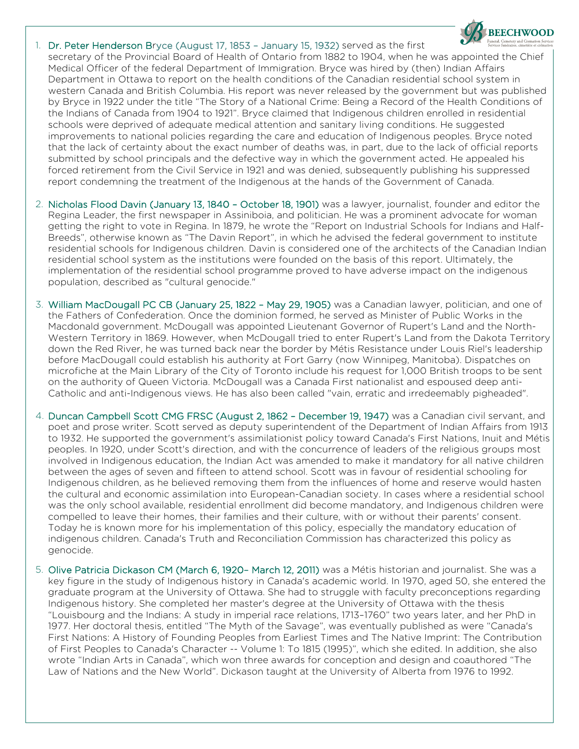1. Dr. Peter Henderson Bryce (August 17, 1853 – January 15, 1932) served as the first secretary of the Provincial Board of Health of Ontario from 1882 to 1904, when he was appointed the Chief Medical Officer of the federal Department of Immigration. Bryce was hired by (then) Indian Affairs Department in Ottawa to report on the health conditions of the Canadian residential school system in western Canada and British Columbia. His report was never released by the government but was published by Bryce in 1922 under the title "The Story of a National Crime: Being a Record of the Health Conditions of the Indians of Canada from 1904 to 1921". Bryce claimed that Indigenous children enrolled in residential schools were deprived of adequate medical attention and sanitary living conditions. He suggested improvements to national policies regarding the care and education of Indigenous peoples. Bryce noted that the lack of certainty about the exact number of deaths was, in part, due to the lack of official reports submitted by school principals and the defective way in which the government acted. He appealed his forced retirement from the Civil Service in 1921 and was denied, subsequently publishing his suppressed report condemning the treatment of the Indigenous at the hands of the Government of Canada.

2. Nicholas Flood Davin (January 13, 1840 – October 18, 1901) was a lawyer, journalist, founder and editor the Regina Leader, the first newspaper in Assiniboia, and politician. He was a prominent advocate for woman getting the right to vote in Regina. In 1879, he wrote the "Report on Industrial Schools for Indians and Half-Breeds", otherwise known as "The Davin Report", in which he advised the federal government to institute residential schools for Indigenous children. Davin is considered one of the architects of the Canadian Indian residential school system as the institutions were founded on the basis of this report. Ultimately, the implementation of the residential school programme proved to have adverse impact on the indigenous population, described as "cultural genocide."

3. William MacDougall PC CB (January 25, 1822 – May 29, 1905) was a Canadian lawyer, politician, and one of the Fathers of Confederation. Once the dominion formed, he served as Minister of Public Works in the Macdonald government. McDougall was appointed Lieutenant Governor of Rupert's Land and the North-Western Territory in 1869. However, when McDougall tried to enter Rupert's Land from the Dakota Territory down the Red River, he was turned back near the border by Métis Resistance under Louis Riel's leadership before MacDougall could establish his authority at Fort Garry (now Winnipeg, Manitoba). Dispatches on microfiche at the Main Library of the City of Toronto include his request for 1,000 British troops to be sent on the authority of Queen Victoria. McDougall was a Canada First nationalist and espoused deep anti-Catholic and anti-Indigenous views. He has also been called "vain, erratic and irredeemably pigheaded".

4. Duncan Campbell Scott CMG FRSC (August 2, 1862 – December 19, 1947) was a Canadian civil servant, and poet and prose writer. Scott served as deputy superintendent of the Department of Indian Affairs from 1913 to 1932. He supported the government's assimilationist policy toward Canada's First Nations, Inuit and Métis peoples. In 1920, under Scott's direction, and with the concurrence of leaders of the religious groups most involved in Indigenous education, the Indian Act was amended to make it mandatory for all native children between the ages of seven and fifteen to attend school. Scott was in favour of residential schooling for Indigenous children, as he believed removing them from the influences of home and reserve would hasten the cultural and economic assimilation into European-Canadian society. In cases where a residential school was the only school available, residential enrollment did become mandatory, and Indigenous children were compelled to leave their homes, their families and their culture, with or without their parents' consent. Today he is known more for his implementation of this policy, especially the mandatory education of indigenous children. Canada's Truth and Reconciliation Commission has characterized this policy as genocide.

5. Olive Patricia Dickason CM (March 6, 1920– March 12, 2011) was a Métis historian and journalist. She was a key figure in the study of Indigenous history in Canada's academic world. In 1970, aged 50, she entered the graduate program at the University of Ottawa. She had to struggle with faculty preconceptions regarding Indigenous history. She completed her master's degree at the University of Ottawa with the thesis "Louisbourg and the Indians: A study in imperial race relations, 1713–1760" two years later, and her PhD in 1977. Her doctoral thesis, entitled "The Myth of the Savage", was eventually published as were "Canada's First Nations: A History of Founding Peoples from Earliest Times and The Native Imprint: The Contribution of First Peoples to Canada's Character -- Volume 1: To 1815 (1995)", which she edited. In addition, she also wrote "Indian Arts in Canada", which won three awards for conception and design and coauthored "The Law of Nations and the New World". Dickason taught at the University of Alberta from 1976 to 1992.